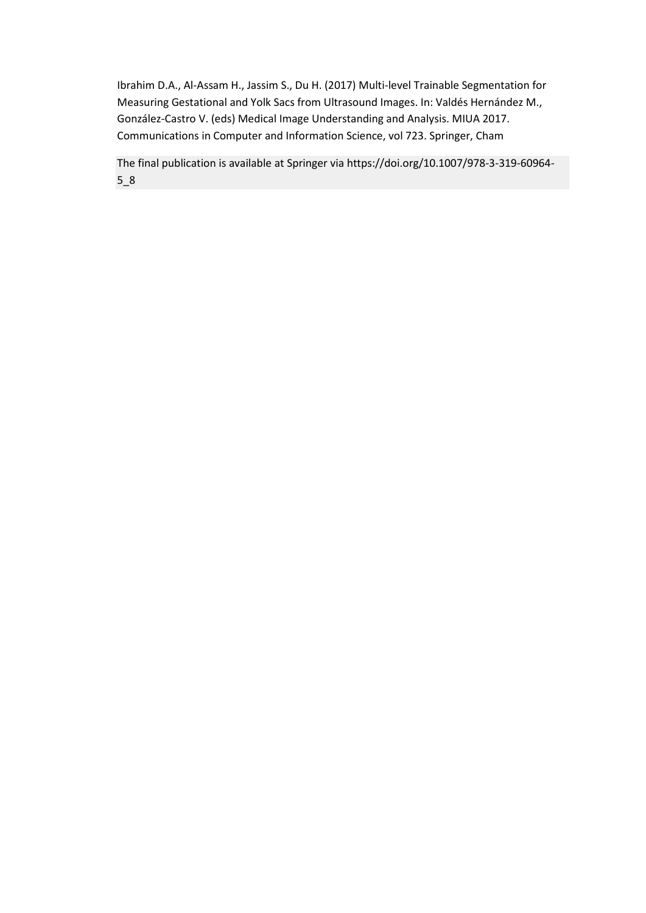Ibrahim D.A., Al-Assam H., Jassim S., Du H. (2017) Multi-level Trainable Segmentation for Measuring Gestational and Yolk Sacs from Ultrasound Images. In: Valdés Hernández M., González-Castro V. (eds) Medical Image Understanding and Analysis. MIUA 2017. Communications in Computer and Information Science, vol 723. Springer, Cham

The final publication is available at Springer via https://doi.org/10.1007/978-3-319-60964-5_8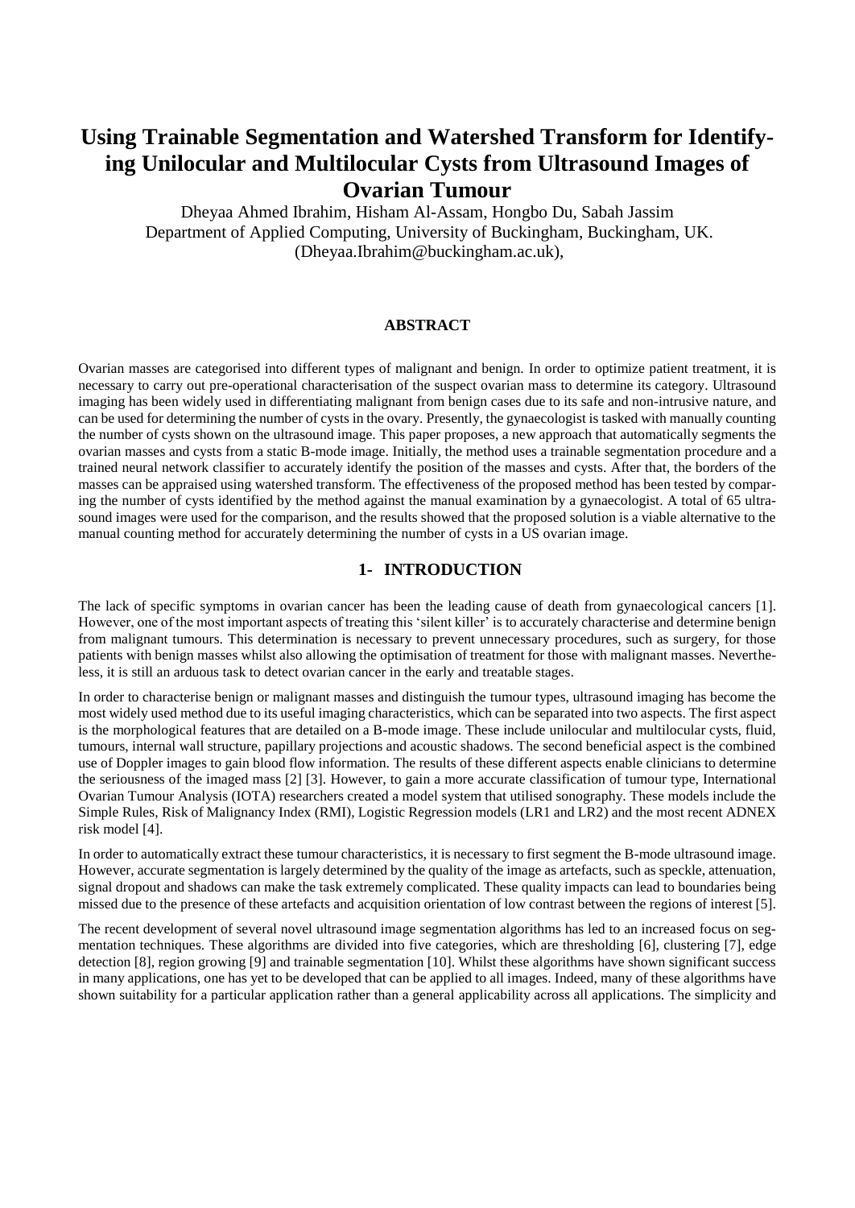# Using Trainable Segmentation and Watershed Transform for Identifying Unilocular and Multilocular Cysts from Ultrasound Images of Ovarian Tumour

Dheyaa Ahmed Ibrahim, Hisham Al-Assam, Hongbo Du, Sabah Jassim
Department of Applied Computing, University of Buckingham, Buckingham, UK.
(Dheyaa.Ibrahim@buckingham.ac.uk),

## ABSTRACT

Ovarian masses are categorised into different types of malignant and benign. In order to optimize patient treatment, it is necessary to carry out pre-operational characterisation of the suspect ovarian mass to determine its category. Ultrasound imaging has been widely used in differentiating malignant from benign cases due to its safe and non-intrusive nature, and can be used for determining the number of cysts in the ovary. Presently, the gynaecologist is tasked with manually counting the number of cysts shown on the ultrasound image. This paper proposes, a new approach that automatically segments the ovarian masses and cysts from a static B-mode image. Initially, the method uses a trainable segmentation procedure and a trained neural network classifier to accurately identify the position of the masses and cysts. After that, the borders of the masses can be appraised using watershed transform. The effectiveness of the proposed method has been tested by comparing the number of cysts identified by the method against the manual examination by a gynaecologist. A total of 65 ultrasound images were used for the comparison, and the results showed that the proposed solution is a viable alternative to the manual counting method for accurately determining the number of cysts in a US ovarian image.

## 1- INTRODUCTION

The lack of specific symptoms in ovarian cancer has been the leading cause of death from gynaecological cancers [1]. However, one of the most important aspects of treating this 'silent killer' is to accurately characterise and determine benign from malignant tumours. This determination is necessary to prevent unnecessary procedures, such as surgery, for those patients with benign masses whilst also allowing the optimisation of treatment for those with malignant masses. Nevertheless, it is still an arduous task to detect ovarian cancer in the early and treatable stages.

In order to characterise benign or malignant masses and distinguish the tumour types, ultrasound imaging has become the most widely used method due to its useful imaging characteristics, which can be separated into two aspects. The first aspect is the morphological features that are detailed on a B-mode image. These include unilocular and multilocular cysts, fluid, tumours, internal wall structure, papillary projections and acoustic shadows. The second beneficial aspect is the combined use of Doppler images to gain blood flow information. The results of these different aspects enable clinicians to determine the seriousness of the imaged mass [2] [3]. However, to gain a more accurate classification of tumour type, International Ovarian Tumour Analysis (IOTA) researchers created a model system that utilised sonography. These models include the Simple Rules, Risk of Malignancy Index (RMI), Logistic Regression models (LR1 and LR2) and the most recent ADNEX risk model [4].

In order to automatically extract these tumour characteristics, it is necessary to first segment the B-mode ultrasound image. However, accurate segmentation is largely determined by the quality of the image as artefacts, such as speckle, attenuation, signal dropout and shadows can make the task extremely complicated. These quality impacts can lead to boundaries being missed due to the presence of these artefacts and acquisition orientation of low contrast between the regions of interest [5].

The recent development of several novel ultrasound image segmentation algorithms has led to an increased focus on segmentation techniques. These algorithms are divided into five categories, which are thresholding [6], clustering [7], edge detection [8], region growing [9] and trainable segmentation [10]. Whilst these algorithms have shown significant success in many applications, one has yet to be developed that can be applied to all images. Indeed, many of these algorithms have shown suitability for a particular application rather than a general applicability across all applications. The simplicity and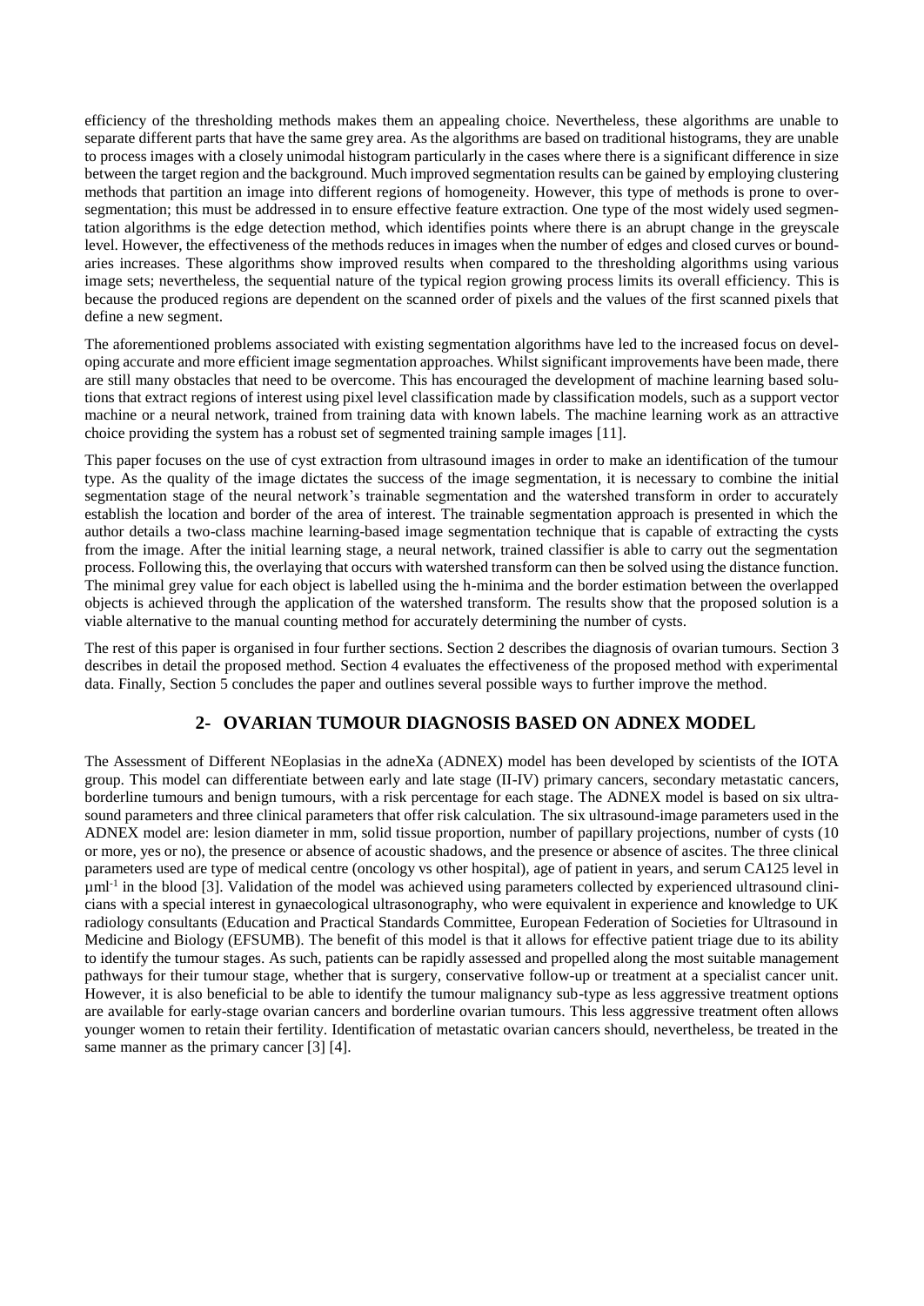efficiency of the thresholding methods makes them an appealing choice. Nevertheless, these algorithms are unable to separate different parts that have the same grey area. As the algorithms are based on traditional histograms, they are unable to process images with a closely unimodal histogram particularly in the cases where there is a significant difference in size between the target region and the background. Much improved segmentation results can be gained by employing clustering methods that partition an image into different regions of homogeneity. However, this type of methods is prone to over-segmentation; this must be addressed in to ensure effective feature extraction. One type of the most widely used segmentation algorithms is the edge detection method, which identifies points where there is an abrupt change in the greyscale level. However, the effectiveness of the methods reduces in images when the number of edges and closed curves or boundaries increases. These algorithms show improved results when compared to the thresholding algorithms using various image sets; nevertheless, the sequential nature of the typical region growing process limits its overall efficiency. This is because the produced regions are dependent on the scanned order of pixels and the values of the first scanned pixels that define a new segment.

The aforementioned problems associated with existing segmentation algorithms have led to the increased focus on developing accurate and more efficient image segmentation approaches. Whilst significant improvements have been made, there are still many obstacles that need to be overcome. This has encouraged the development of machine learning based solutions that extract regions of interest using pixel level classification made by classification models, such as a support vector machine or a neural network, trained from training data with known labels. The machine learning work as an attractive choice providing the system has a robust set of segmented training sample images [11].

This paper focuses on the use of cyst extraction from ultrasound images in order to make an identification of the tumour type. As the quality of the image dictates the success of the image segmentation, it is necessary to combine the initial segmentation stage of the neural network's trainable segmentation and the watershed transform in order to accurately establish the location and border of the area of interest. The trainable segmentation approach is presented in which the author details a two-class machine learning-based image segmentation technique that is capable of extracting the cysts from the image. After the initial learning stage, a neural network, trained classifier is able to carry out the segmentation process. Following this, the overlaying that occurs with watershed transform can then be solved using the distance function. The minimal grey value for each object is labelled using the h-minima and the border estimation between the overlapped objects is achieved through the application of the watershed transform. The results show that the proposed solution is a viable alternative to the manual counting method for accurately determining the number of cysts.

The rest of this paper is organised in four further sections. Section 2 describes the diagnosis of ovarian tumours. Section 3 describes in detail the proposed method. Section 4 evaluates the effectiveness of the proposed method with experimental data. Finally, Section 5 concludes the paper and outlines several possible ways to further improve the method.

## 2- OVARIAN TUMOUR DIAGNOSIS BASED ON ADNEX MODEL

The Assessment of Different NEoplasias in the adneXa (ADNEX) model has been developed by scientists of the IOTA group. This model can differentiate between early and late stage (II-IV) primary cancers, secondary metastatic cancers, borderline tumours and benign tumours, with a risk percentage for each stage. The ADNEX model is based on six ultrasound parameters and three clinical parameters that offer risk calculation. The six ultrasound-image parameters used in the ADNEX model are: lesion diameter in mm, solid tissue proportion, number of papillary projections, number of cysts (10 or more, yes or no), the presence or absence of acoustic shadows, and the presence or absence of ascites. The three clinical parameters used are type of medical centre (oncology vs other hospital), age of patient in years, and serum CA125 level in $\mu ml^{-1}$ in the blood [3]. Validation of the model was achieved using parameters collected by experienced ultrasound clinicians with a special interest in gynaecological ultrasonography, who were equivalent in experience and knowledge to UK radiology consultants (Education and Practical Standards Committee, European Federation of Societies for Ultrasound in Medicine and Biology (EFSUMB). The benefit of this model is that it allows for effective patient triage due to its ability to identify the tumour stages. As such, patients can be rapidly assessed and propelled along the most suitable management pathways for their tumour stage, whether that is surgery, conservative follow-up or treatment at a specialist cancer unit. However, it is also beneficial to be able to identify the tumour malignancy sub-type as less aggressive treatment options are available for early-stage ovarian cancers and borderline ovarian tumours. This less aggressive treatment often allows younger women to retain their fertility. Identification of metastatic ovarian cancers should, nevertheless, be treated in the same manner as the primary cancer [3] [4].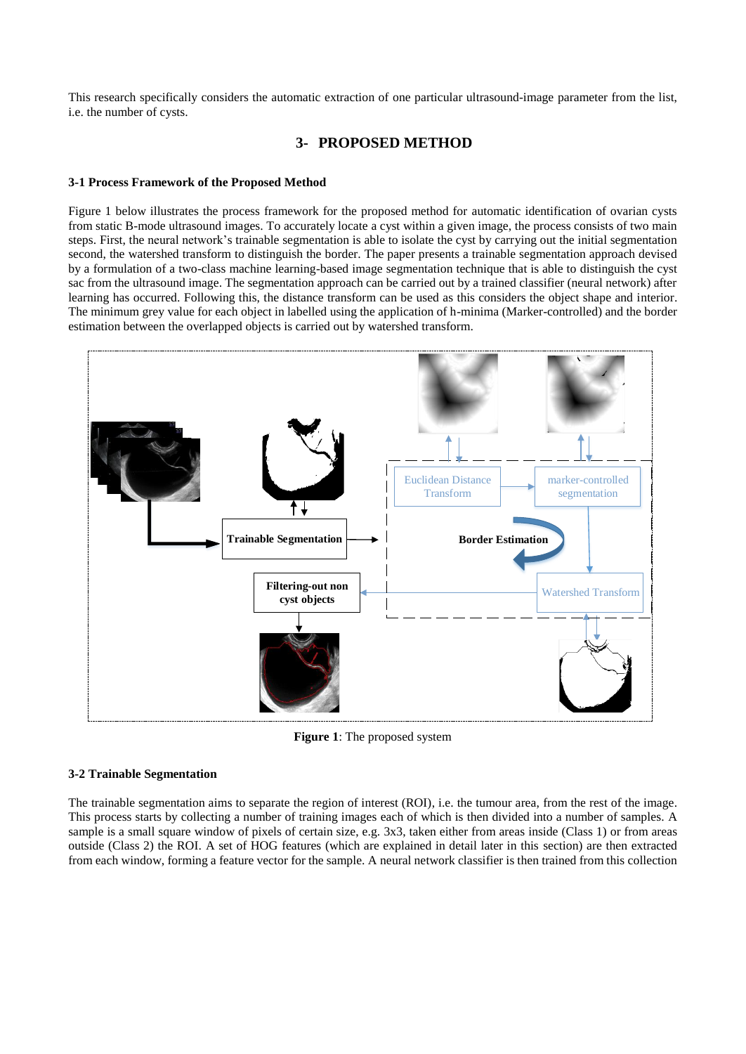This research specifically considers the automatic extraction of one particular ultrasound-image parameter from the list, i.e. the number of cysts.

## 3- PROPOSED METHOD

### 3-1 Process Framework of the Proposed Method

Figure 1 below illustrates the process framework for the proposed method for automatic identification of ovarian cysts from static B-mode ultrasound images. To accurately locate a cyst within a given image, the process consists of two main steps. First, the neural network's trainable segmentation is able to isolate the cyst by carrying out the initial segmentation second, the watershed transform to distinguish the border. The paper presents a trainable segmentation approach devised by a formulation of a two-class machine learning-based image segmentation technique that is able to distinguish the cyst sac from the ultrasound image. The segmentation approach can be carried out by a trained classifier (neural network) after learning has occurred. Following this, the distance transform can be used as this considers the object shape and interior. The minimum grey value for each object in labelled using the application of h-minima (Marker-controlled) and the border estimation between the overlapped objects is carried out by watershed transform.

**Figure 1**: The proposed system

### 3-2 Trainable Segmentation

The trainable segmentation aims to separate the region of interest (ROI), i.e. the tumour area, from the rest of the image. This process starts by collecting a number of training images each of which is then divided into a number of samples. A sample is a small square window of pixels of certain size, e.g. 3x3, taken either from areas inside (Class 1) or from areas outside (Class 2) the ROI. A set of HOG features (which are explained in detail later in this section) are then extracted from each window, forming a feature vector for the sample. A neural network classifier is then trained from this collection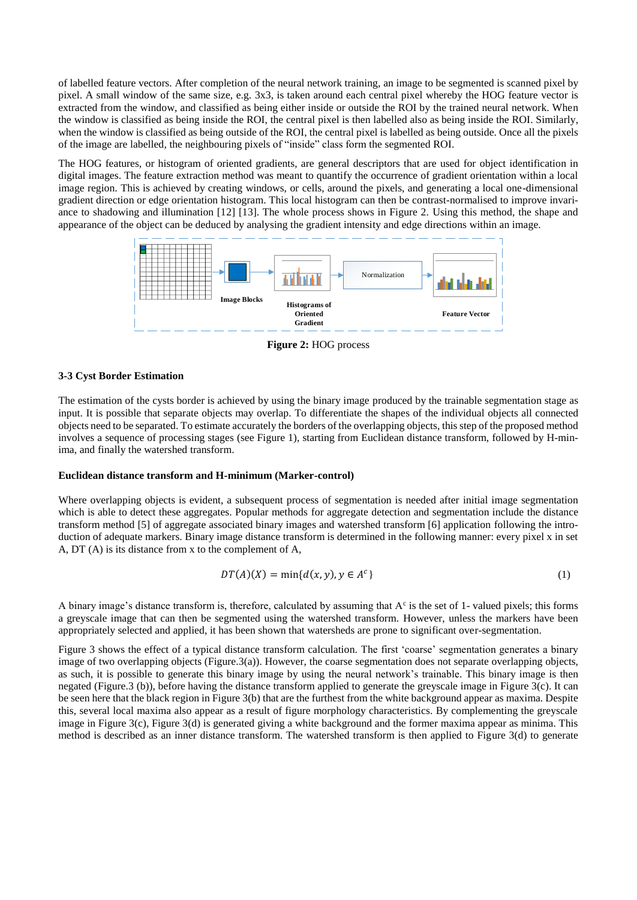of labelled feature vectors. After completion of the neural network training, an image to be segmented is scanned pixel by pixel. A small window of the same size, e.g. 3x3, is taken around each central pixel whereby the HOG feature vector is extracted from the window, and classified as being either inside or outside the ROI by the trained neural network. When the window is classified as being inside the ROI, the central pixel is then labelled also as being inside the ROI. Similarly, when the window is classified as being outside of the ROI, the central pixel is labelled as being outside. Once all the pixels of the image are labelled, the neighbouring pixels of "inside" class form the segmented ROI.

The HOG features, or histogram of oriented gradients, are general descriptors that are used for object identification in digital images. The feature extraction method was meant to quantify the occurrence of gradient orientation within a local image region. This is achieved by creating windows, or cells, around the pixels, and generating a local one-dimensional gradient direction or edge orientation histogram. This local histogram can then be contrast-normalised to improve invariance to shadowing and illumination [12] [13]. The whole process shows in Figure 2. Using this method, the shape and appearance of the object can be deduced by analysing the gradient intensity and edge directions within an image.

Image Blocks → Histograms of Oriented Gradient → Normalization → Feature Vector

**Figure 2:** HOG process

### 3-3 Cyst Border Estimation

The estimation of the cysts border is achieved by using the binary image produced by the trainable segmentation stage as input. It is possible that separate objects may overlap. To differentiate the shapes of the individual objects all connected objects need to be separated. To estimate accurately the borders of the overlapping objects, this step of the proposed method involves a sequence of processing stages (see Figure 1), starting from Euclidean distance transform, followed by H-minima, and finally the watershed transform.

#### Euclidean distance transform and H-minimum (Marker-control)

Where overlapping objects is evident, a subsequent process of segmentation is needed after initial image segmentation which is able to detect these aggregates. Popular methods for aggregate detection and segmentation include the distance transform method [5] of aggregate associated binary images and watershed transform [6] application following the introduction of adequate markers. Binary image distance transform is determined in the following manner: every pixel x in set A, DT (A) is its distance from x to the complement of A,

$$DT(A)(X) = \min\{d(x,y), y \in A^c\} \tag{1}$$

A binary image's distance transform is, therefore, calculated by assuming that $A^c$ is the set of 1- valued pixels; this forms a greyscale image that can then be segmented using the watershed transform. However, unless the markers have been appropriately selected and applied, it has been shown that watersheds are prone to significant over-segmentation.

Figure 3 shows the effect of a typical distance transform calculation. The first 'coarse' segmentation generates a binary image of two overlapping objects (Figure.3(a)). However, the coarse segmentation does not separate overlapping objects, as such, it is possible to generate this binary image by using the neural network's trainable. This binary image is then negated (Figure.3 (b)), before having the distance transform applied to generate the greyscale image in Figure 3(c). It can be seen here that the black region in Figure 3(b) that are the furthest from the white background appear as maxima. Despite this, several local maxima also appear as a result of figure morphology characteristics. By complementing the greyscale image in Figure 3(c), Figure 3(d) is generated giving a white background and the former maxima appear as minima. This method is described as an inner distance transform. The watershed transform is then applied to Figure 3(d) to generate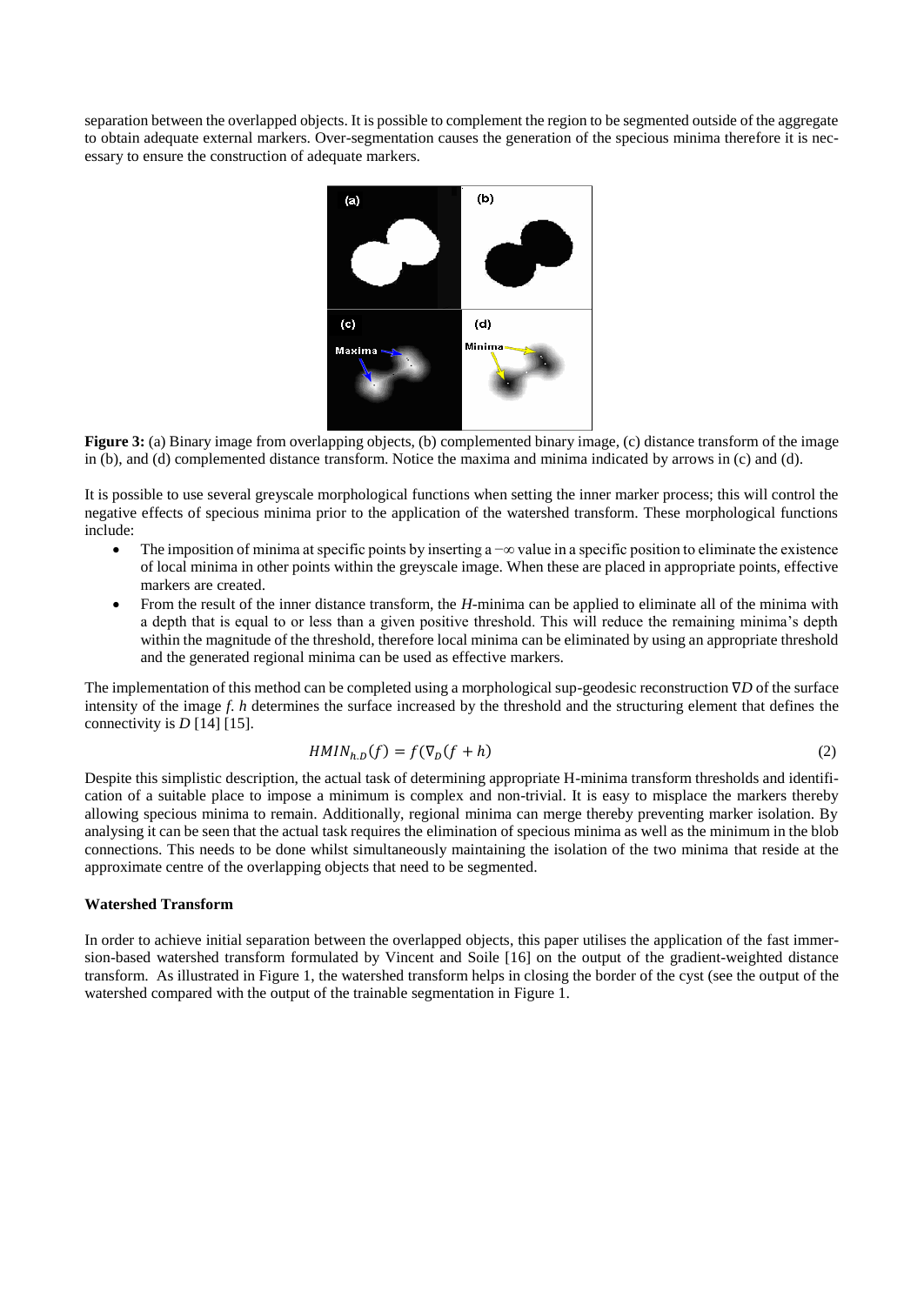separation between the overlapped objects. It is possible to complement the region to be segmented outside of the aggregate to obtain adequate external markers. Over-segmentation causes the generation of the specious minima therefore it is necessary to ensure the construction of adequate markers.

**Figure 3:** (a) Binary image from overlapping objects, (b) complemented binary image, (c) distance transform of the image in (b), and (d) complemented distance transform. Notice the maxima and minima indicated by arrows in (c) and (d).

It is possible to use several greyscale morphological functions when setting the inner marker process; this will control the negative effects of specious minima prior to the application of the watershed transform. These morphological functions include:

- The imposition of minima at specific points by inserting a $-\infty$ value in a specific position to eliminate the existence of local minima in other points within the greyscale image. When these are placed in appropriate points, effective markers are created.
- From the result of the inner distance transform, the *H*-minima can be applied to eliminate all of the minima with a depth that is equal to or less than a given positive threshold. This will reduce the remaining minima's depth within the magnitude of the threshold, therefore local minima can be eliminated by using an appropriate threshold and the generated regional minima can be used as effective markers.

The implementation of this method can be completed using a morphological sup-geodesic reconstruction $\nabla D$ of the surface intensity of the image *f*. *h* determines the surface increased by the threshold and the structuring element that defines the connectivity is *D* [14] [15].

$$HMIN_{h.D}(f) = f(\nabla_D(f + h)) \tag{2}$$

Despite this simplistic description, the actual task of determining appropriate H-minima transform thresholds and identification of a suitable place to impose a minimum is complex and non-trivial. It is easy to misplace the markers thereby allowing specious minima to remain. Additionally, regional minima can merge thereby preventing marker isolation. By analysing it can be seen that the actual task requires the elimination of specious minima as well as the minimum in the blob connections. This needs to be done whilst simultaneously maintaining the isolation of the two minima that reside at the approximate centre of the overlapping objects that need to be segmented.

**Watershed Transform**

In order to achieve initial separation between the overlapped objects, this paper utilises the application of the fast immersion-based watershed transform formulated by Vincent and Soile [16] on the output of the gradient-weighted distance transform. As illustrated in Figure 1, the watershed transform helps in closing the border of the cyst (see the output of the watershed compared with the output of the trainable segmentation in Figure 1.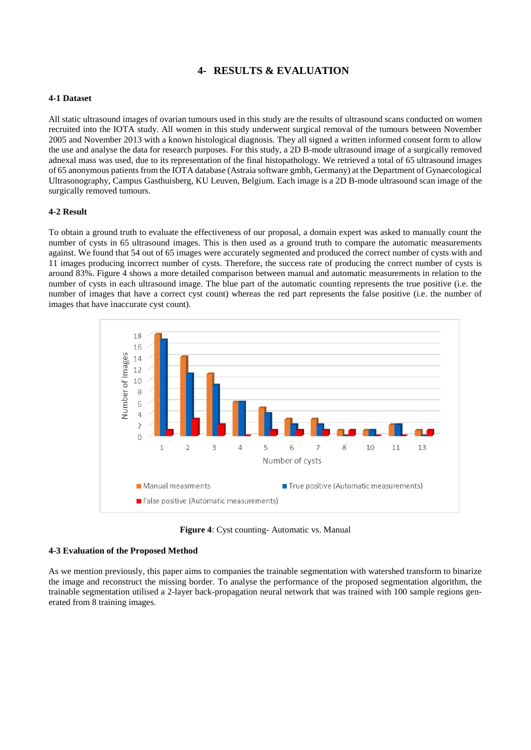# 4- RESULTS & EVALUATION

## 4-1 Dataset

All static ultrasound images of ovarian tumours used in this study are the results of ultrasound scans conducted on women recruited into the IOTA study. All women in this study underwent surgical removal of the tumours between November 2005 and November 2013 with a known histological diagnosis. They all signed a written informed consent form to allow the use and analyse the data for research purposes. For this study, a 2D B-mode ultrasound image of a surgically removed adnexal mass was used, due to its representation of the final histopathology. We retrieved a total of 65 ultrasound images of 65 anonymous patients from the IOTA database (Astraia software gmbh, Germany) at the Department of Gynaecological Ultrasonography, Campus Gasthuisberg, KU Leuven, Belgium. Each image is a 2D B-mode ultrasound scan image of the surgically removed tumours.

## 4-2 Result

To obtain a ground truth to evaluate the effectiveness of our proposal, a domain expert was asked to manually count the number of cysts in 65 ultrasound images. This is then used as a ground truth to compare the automatic measurements against. We found that 54 out of 65 images were accurately segmented and produced the correct number of cysts with and 11 images producing incorrect number of cysts. Therefore, the success rate of producing the correct number of cysts is around 83%. Figure 4 shows a more detailed comparison between manual and automatic measurements in relation to the number of cysts in each ultrasound image. The blue part of the automatic counting represents the true positive (i.e. the number of images that have a correct cyst count) whereas the red part represents the false positive (i.e. the number of images that have inaccurate cyst count).

| Number of cysts | 1 | 2 | 3 | 4 | 5 | 6 | 7 | 8 | 10 | 11 | 13 |
|---|---|---|---|---|---|---|---|---|---|---|---|
| Manual measrments | 18 | 14 | 11 | 6 | 5 | 3 | 3 | 1 | 1 | 2 | 1 |
| True positive (Automatic measurements) | 17 | 11 | 9 | 6 | 4 | 2 | 2 | 0 | 1 | 2 | 0 |
| False positive (Automatic measurements) | 1 | 3 | 2 | 0 | 1 | 1 | 1 | 1 | 0 | 0 | 1 |

**Figure 4**: Cyst counting- Automatic vs. Manual

## 4-3 Evaluation of the Proposed Method

As we mention previously, this paper aims to companies the trainable segmentation with watershed transform to binarize the image and reconstruct the missing border. To analyse the performance of the proposed segmentation algorithm, the trainable segmentation utilised a 2-layer back-propagation neural network that was trained with 100 sample regions generated from 8 training images.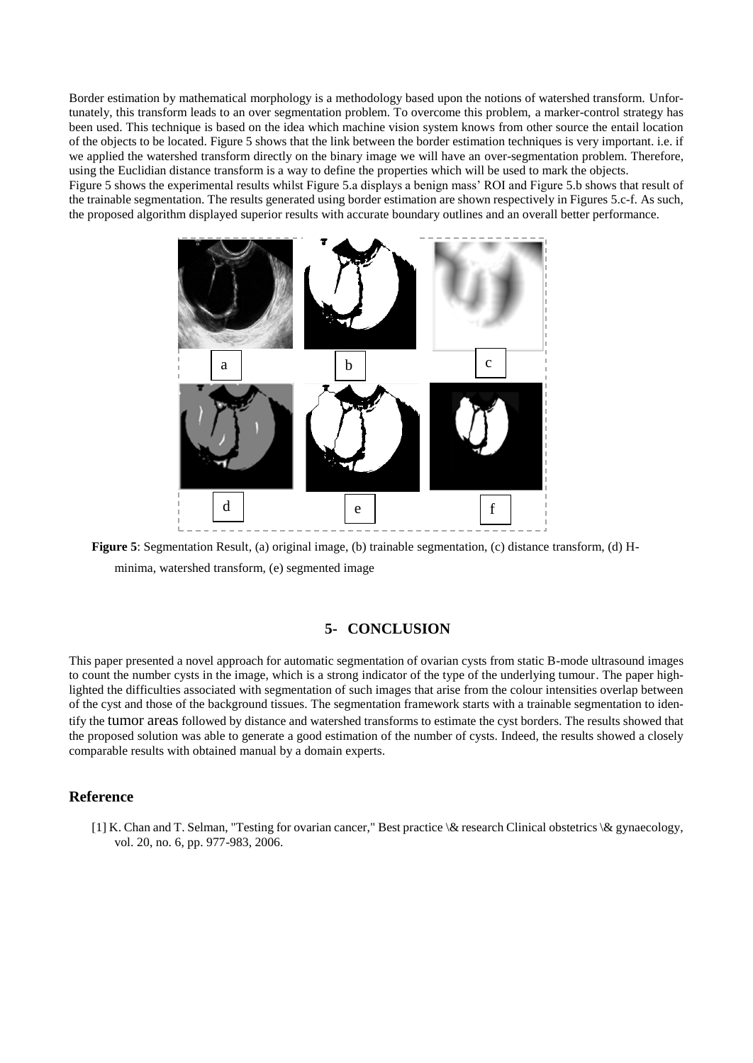Border estimation by mathematical morphology is a methodology based upon the notions of watershed transform. Unfortunately, this transform leads to an over segmentation problem. To overcome this problem, a marker-control strategy has been used. This technique is based on the idea which machine vision system knows from other source the entail location of the objects to be located. Figure 5 shows that the link between the border estimation techniques is very important. i.e. if we applied the watershed transform directly on the binary image we will have an over-segmentation problem. Therefore, using the Euclidian distance transform is a way to define the properties which will be used to mark the objects.

Figure 5 shows the experimental results whilst Figure 5.a displays a benign mass' ROI and Figure 5.b shows that result of the trainable segmentation. The results generated using border estimation are shown respectively in Figures 5.c-f. As such, the proposed algorithm displayed superior results with accurate boundary outlines and an overall better performance.

**Figure 5**: Segmentation Result, (a) original image, (b) trainable segmentation, (c) distance transform, (d) H-minima, watershed transform, (e) segmented image

## 5- CONCLUSION

This paper presented a novel approach for automatic segmentation of ovarian cysts from static B-mode ultrasound images to count the number cysts in the image, which is a strong indicator of the type of the underlying tumour. The paper highlighted the difficulties associated with segmentation of such images that arise from the colour intensities overlap between of the cyst and those of the background tissues. The segmentation framework starts with a trainable segmentation to identify the tumor areas followed by distance and watershed transforms to estimate the cyst borders. The results showed that the proposed solution was able to generate a good estimation of the number of cysts. Indeed, the results showed a closely comparable results with obtained manual by a domain experts.

## Reference

[1] K. Chan and T. Selman, "Testing for ovarian cancer," Best practice \& research Clinical obstetrics \& gynaecology, vol. 20, no. 6, pp. 977-983, 2006.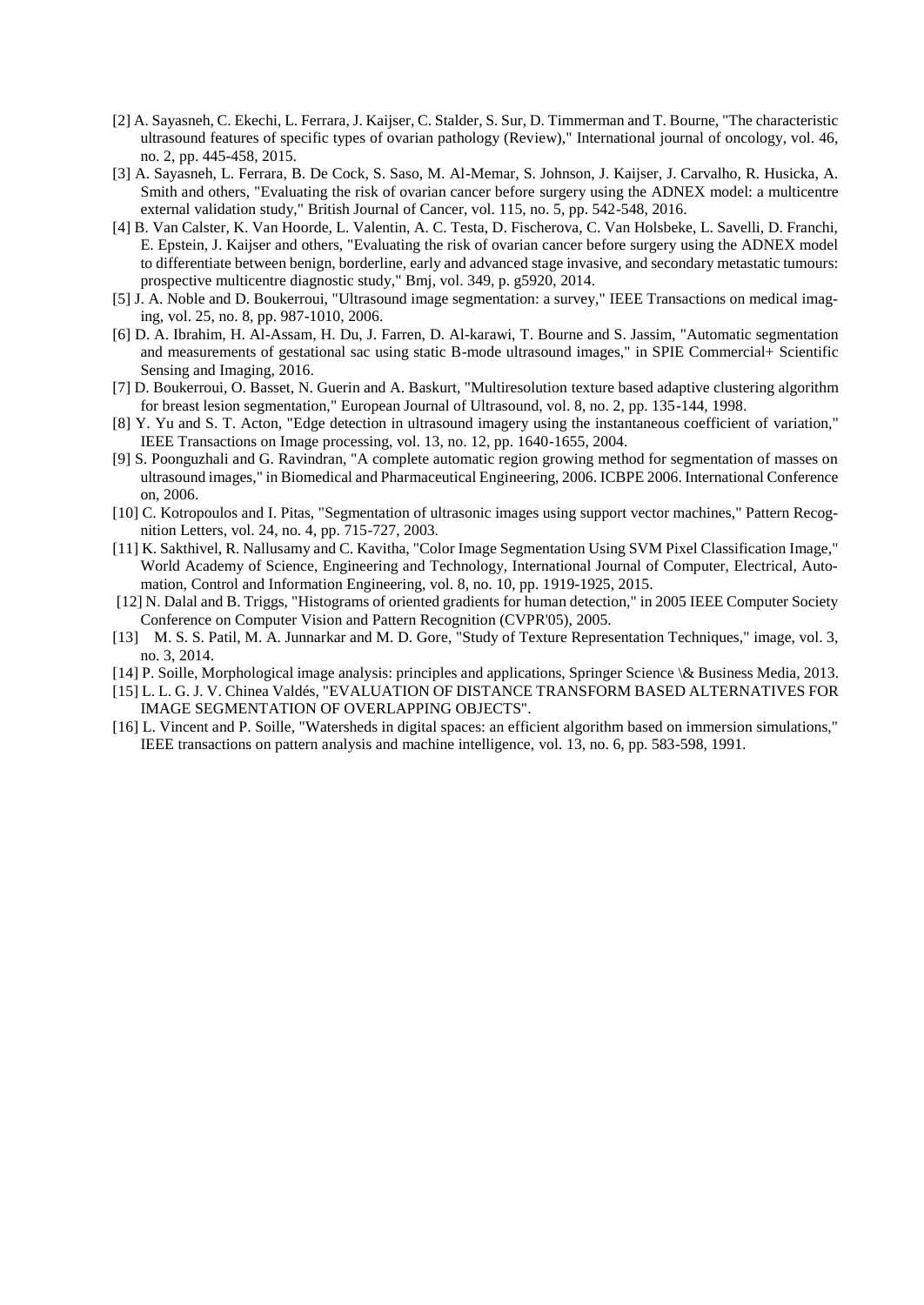[2] A. Sayasneh, C. Ekechi, L. Ferrara, J. Kaijser, C. Stalder, S. Sur, D. Timmerman and T. Bourne, "The characteristic ultrasound features of specific types of ovarian pathology (Review)," International journal of oncology, vol. 46, no. 2, pp. 445-458, 2015.

[3] A. Sayasneh, L. Ferrara, B. De Cock, S. Saso, M. Al-Memar, S. Johnson, J. Kaijser, J. Carvalho, R. Husicka, A. Smith and others, "Evaluating the risk of ovarian cancer before surgery using the ADNEX model: a multicentre external validation study," British Journal of Cancer, vol. 115, no. 5, pp. 542-548, 2016.

[4] B. Van Calster, K. Van Hoorde, L. Valentin, A. C. Testa, D. Fischerova, C. Van Holsbeke, L. Savelli, D. Franchi, E. Epstein, J. Kaijser and others, "Evaluating the risk of ovarian cancer before surgery using the ADNEX model to differentiate between benign, borderline, early and advanced stage invasive, and secondary metastatic tumours: prospective multicentre diagnostic study," Bmj, vol. 349, p. g5920, 2014.

[5] J. A. Noble and D. Boukerroui, "Ultrasound image segmentation: a survey," IEEE Transactions on medical imaging, vol. 25, no. 8, pp. 987-1010, 2006.

[6] D. A. Ibrahim, H. Al-Assam, H. Du, J. Farren, D. Al-karawi, T. Bourne and S. Jassim, "Automatic segmentation and measurements of gestational sac using static B-mode ultrasound images," in SPIE Commercial+ Scientific Sensing and Imaging, 2016.

[7] D. Boukerroui, O. Basset, N. Guerin and A. Baskurt, "Multiresolution texture based adaptive clustering algorithm for breast lesion segmentation," European Journal of Ultrasound, vol. 8, no. 2, pp. 135-144, 1998.

[8] Y. Yu and S. T. Acton, "Edge detection in ultrasound imagery using the instantaneous coefficient of variation," IEEE Transactions on Image processing, vol. 13, no. 12, pp. 1640-1655, 2004.

[9] S. Poonguzhali and G. Ravindran, "A complete automatic region growing method for segmentation of masses on ultrasound images," in Biomedical and Pharmaceutical Engineering, 2006. ICBPE 2006. International Conference on, 2006.

[10] C. Kotropoulos and I. Pitas, "Segmentation of ultrasonic images using support vector machines," Pattern Recognition Letters, vol. 24, no. 4, pp. 715-727, 2003.

[11] K. Sakthivel, R. Nallusamy and C. Kavitha, "Color Image Segmentation Using SVM Pixel Classification Image," World Academy of Science, Engineering and Technology, International Journal of Computer, Electrical, Automation, Control and Information Engineering, vol. 8, no. 10, pp. 1919-1925, 2015.

[12] N. Dalal and B. Triggs, "Histograms of oriented gradients for human detection," in 2005 IEEE Computer Society Conference on Computer Vision and Pattern Recognition (CVPR'05), 2005.

[13] M. S. S. Patil, M. A. Junnarkar and M. D. Gore, "Study of Texture Representation Techniques," image, vol. 3, no. 3, 2014.

[14] P. Soille, Morphological image analysis: principles and applications, Springer Science \& Business Media, 2013.

[15] L. L. G. J. V. Chinea Valdés, "EVALUATION OF DISTANCE TRANSFORM BASED ALTERNATIVES FOR IMAGE SEGMENTATION OF OVERLAPPING OBJECTS".

[16] L. Vincent and P. Soille, "Watersheds in digital spaces: an efficient algorithm based on immersion simulations," IEEE transactions on pattern analysis and machine intelligence, vol. 13, no. 6, pp. 583-598, 1991.